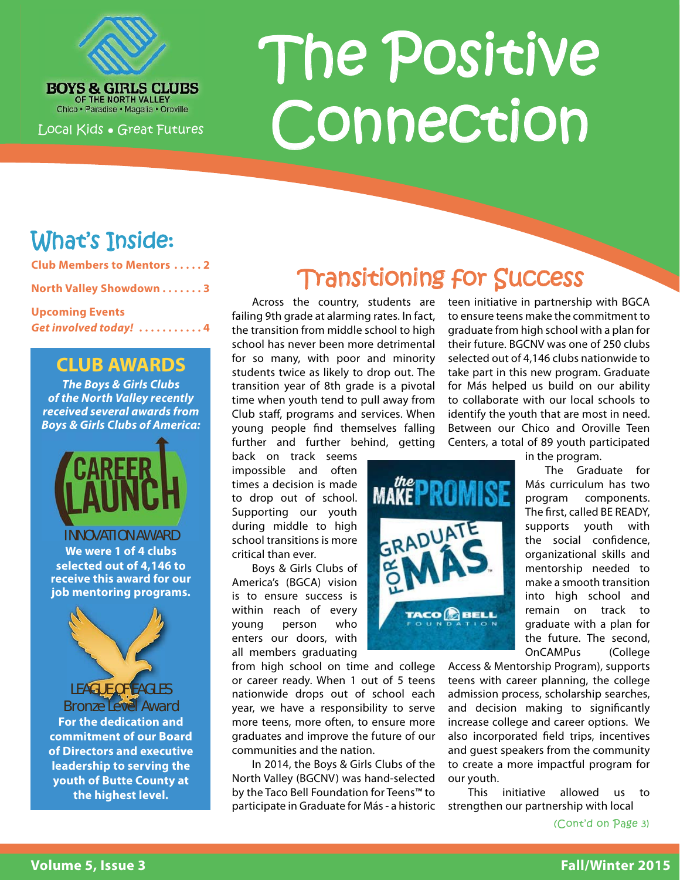BOYS & GIRLS CLUBS OF THE NORTH VALLEY

Chico • Paradise • Magalia • Oroville

Local Kids • Great Futures

# The Positive Connection

## What's Inside:

**Club Members to Mentors . . . . . 2**

**North Valley Showdown . . . . . . . 3**

**Upcoming Events**
***Get involved today!* . . . . . . . . . . . 4**

## CLUB AWARDS

***The Boys & Girls Clubs of the North Valley recently received several awards from Boys & Girls Clubs of America:***

CAREER LAUNCH

INNOVATION AWARD

**We were 1 of 4 clubs selected out of 4,146 to receive this award for our job mentoring programs.**

LEAGUE OF EAGLES

Bronze Level Award

**For the dedication and commitment of our Board of Directors and executive leadership to serving the youth of Butte County at the highest level.**

## Transitioning for Success

Across the country, students are failing 9th grade at alarming rates. In fact, the transition from middle school to high school has never been more detrimental for so many, with poor and minority students twice as likely to drop out. The transition year of 8th grade is a pivotal time when youth tend to pull away from Club staff, programs and services. When young people find themselves falling further and further behind, getting back on track seems impossible and often times a decision is made to drop out of school. Supporting our youth during middle to high school transitions is more critical than ever.

Boys & Girls Clubs of America's (BGCA) vision is to ensure success is within reach of every young person who enters our doors, with all members graduating from high school on time and college or career ready. When 1 out of 5 teens nationwide drops out of school each year, we have a responsibility to serve more teens, more often, to ensure more graduates and improve the future of our communities and the nation.

In 2014, the Boys & Girls Clubs of the North Valley (BGCNV) was hand-selected by the Taco Bell Foundation for Teens™ to participate in Graduate for Más - a historic teen initiative in partnership with BGCA to ensure teens make the commitment to graduate from high school with a plan for their future. BGCNV was one of 250 clubs selected out of 4,146 clubs nationwide to take part in this new program. Graduate for Más helped us build on our ability to collaborate with our local schools to identify the youth that are most in need. Between our Chico and Oroville Teen Centers, a total of 89 youth participated in the program.

the MAKE PROMISE — GRADUATE FOR MÁS™ — TACO BELL FOUNDATION

The Graduate for Más curriculum has two program components. The first, called BE READY, supports youth with the social confidence, organizational skills and mentorship needed to make a smooth transition into high school and remain on track to graduate with a plan for the future. The second, OnCAMPus (College Access & Mentorship Program), supports teens with career planning, the college admission process, scholarship searches, and decision making to significantly increase college and career options. We also incorporated field trips, incentives and guest speakers from the community to create a more impactful program for our youth.

This initiative allowed us to strengthen our partnership with local

(Cont'd on Page 3)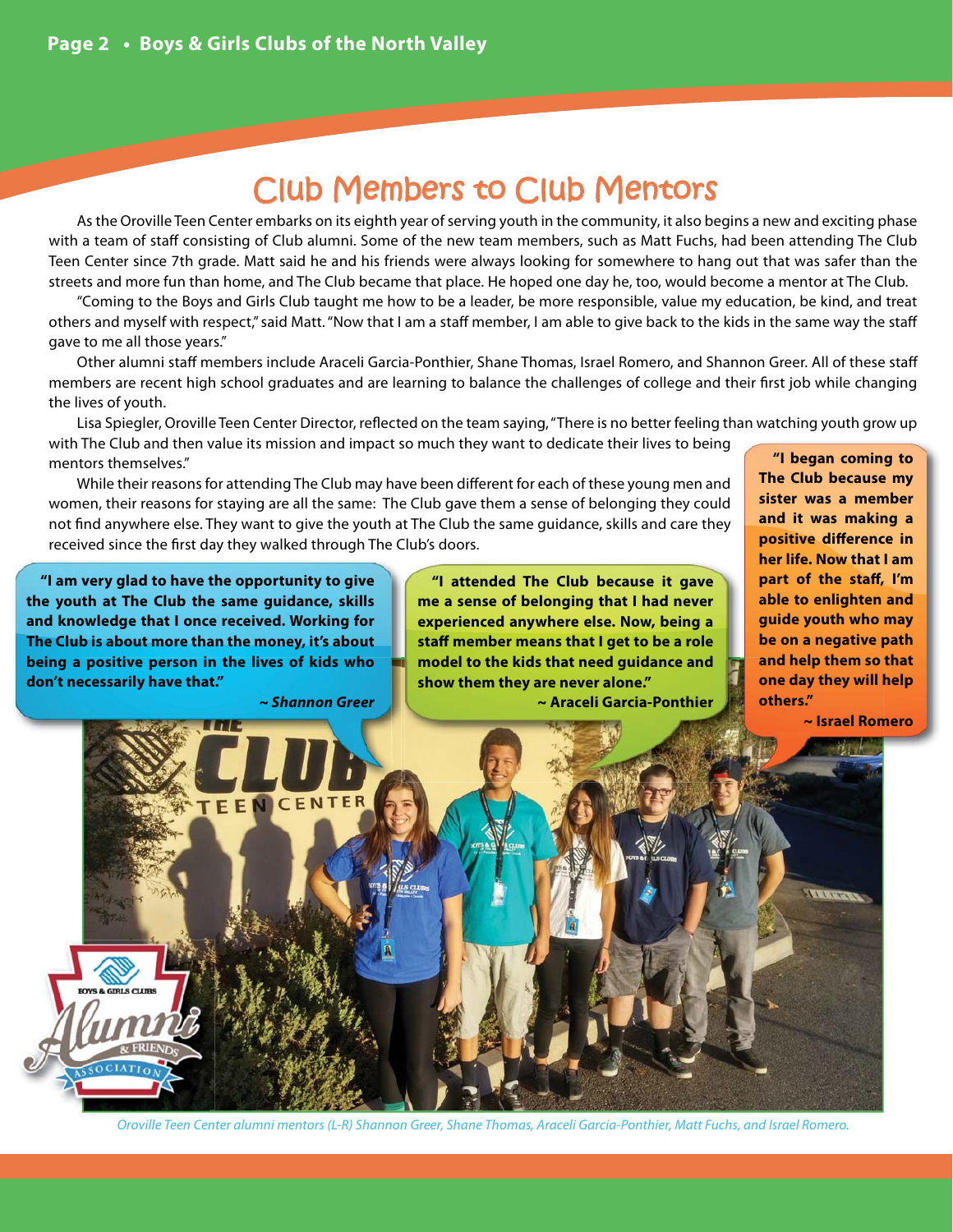# Club Members to Club Mentors

As the Oroville Teen Center embarks on its eighth year of serving youth in the community, it also begins a new and exciting phase with a team of staff consisting of Club alumni. Some of the new team members, such as Matt Fuchs, had been attending The Club Teen Center since 7th grade. Matt said he and his friends were always looking for somewhere to hang out that was safer than the streets and more fun than home, and The Club became that place. He hoped one day he, too, would become a mentor at The Club.

"Coming to the Boys and Girls Club taught me how to be a leader, be more responsible, value my education, be kind, and treat others and myself with respect," said Matt. "Now that I am a staff member, I am able to give back to the kids in the same way the staff gave to me all those years."

Other alumni staff members include Araceli Garcia-Ponthier, Shane Thomas, Israel Romero, and Shannon Greer. All of these staff members are recent high school graduates and are learning to balance the challenges of college and their first job while changing the lives of youth.

Lisa Spiegler, Oroville Teen Center Director, reflected on the team saying, "There is no better feeling than watching youth grow up with The Club and then value its mission and impact so much they want to dedicate their lives to being mentors themselves."

While their reasons for attending The Club may have been different for each of these young men and women, their reasons for staying are all the same: The Club gave them a sense of belonging they could not find anywhere else. They want to give the youth at The Club the same guidance, skills and care they received since the first day they walked through The Club's doors.

**"I am very glad to have the opportunity to give the youth at The Club the same guidance, skills and knowledge that I once received. Working for The Club is about more than the money, it's about being a positive person in the lives of kids who don't necessarily have that."**

***~ Shannon Greer***

**"I attended The Club because it gave me a sense of belonging that I had never experienced anywhere else. Now, being a staff member means that I get to be a role model to the kids that need guidance and show them they are never alone."**

**~ Araceli Garcia-Ponthier**

**"I began coming to The Club because my sister was a member and it was making a positive difference in her life. Now that I am part of the staff, I'm able to enlighten and guide youth who may be on a negative path and help them so that one day they will help others."**

**~ Israel Romero**

*Oroville Teen Center alumni mentors (L-R) Shannon Greer, Shane Thomas, Araceli Garcia-Ponthier, Matt Fuchs, and Israel Romero.*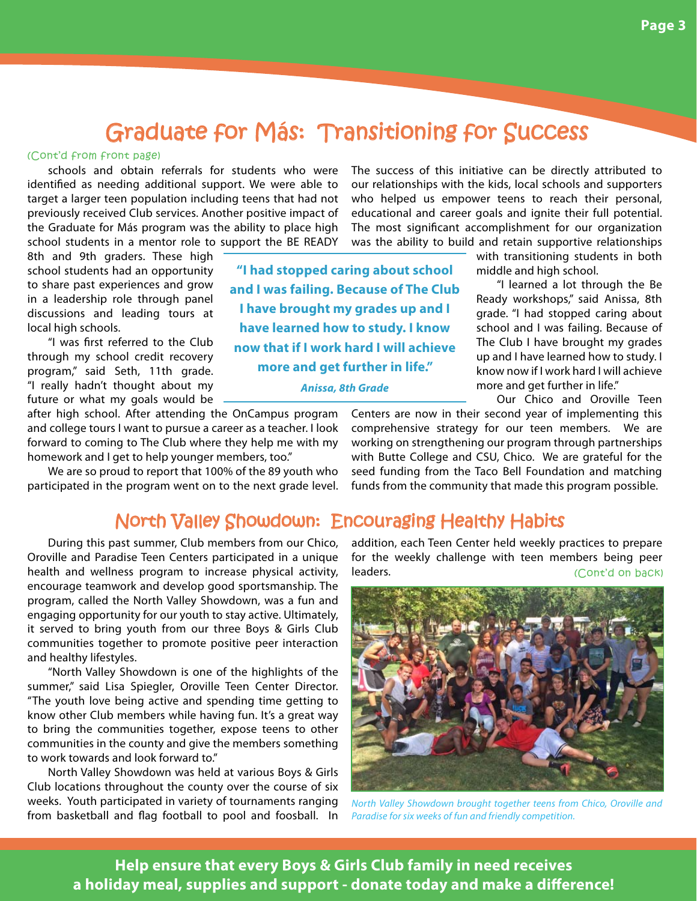# Graduate for Más: Transitioning for Success

(Cont'd from front page)

schools and obtain referrals for students who were identified as needing additional support. We were able to target a larger teen population including teens that had not previously received Club services. Another positive impact of the Graduate for Más program was the ability to place high school students in a mentor role to support the BE READY 8th and 9th graders. These high school students had an opportunity to share past experiences and grow in a leadership role through panel discussions and leading tours at local high schools.

"I was first referred to the Club through my school credit recovery program," said Seth, 11th grade. "I really hadn't thought about my future or what my goals would be after high school. After attending the OnCampus program and college tours I want to pursue a career as a teacher. I look forward to coming to The Club where they help me with my homework and I get to help younger members, too."

We are so proud to report that 100% of the 89 youth who participated in the program went on to the next grade level.

The success of this initiative can be directly attributed to our relationships with the kids, local schools and supporters who helped us empower teens to reach their personal, educational and career goals and ignite their full potential. The most significant accomplishment for our organization was the ability to build and retain supportive relationships with transitioning students in both middle and high school.

> **"I had stopped caring about school and I was failing. Because of The Club I have brought my grades up and I have learned how to study. I know now that if I work hard I will achieve more and get further in life."**
>
> ***Anissa, 8th Grade***

"I learned a lot through the Be Ready workshops," said Anissa, 8th grade. "I had stopped caring about school and I was failing. Because of The Club I have brought my grades up and I have learned how to study. I know now if I work hard I will achieve more and get further in life."

Our Chico and Oroville Teen Centers are now in their second year of implementing this comprehensive strategy for our teen members. We are working on strengthening our program through partnerships with Butte College and CSU, Chico. We are grateful for the seed funding from the Taco Bell Foundation and matching funds from the community that made this program possible.

# North Valley Showdown: Encouraging Healthy Habits

During this past summer, Club members from our Chico, Oroville and Paradise Teen Centers participated in a unique health and wellness program to increase physical activity, encourage teamwork and develop good sportsmanship. The program, called the North Valley Showdown, was a fun and engaging opportunity for our youth to stay active. Ultimately, it served to bring youth from our three Boys & Girls Club communities together to promote positive peer interaction and healthy lifestyles.

"North Valley Showdown is one of the highlights of the summer," said Lisa Spiegler, Oroville Teen Center Director. "The youth love being active and spending time getting to know other Club members while having fun. It's a great way to bring the communities together, expose teens to other communities in the county and give the members something to work towards and look forward to."

North Valley Showdown was held at various Boys & Girls Club locations throughout the county over the course of six weeks. Youth participated in variety of tournaments ranging from basketball and flag football to pool and foosball. In addition, each Teen Center held weekly practices to prepare for the weekly challenge with teen members being peer leaders.

(Cont'd on back)

*North Valley Showdown brought together teens from Chico, Oroville and Paradise for six weeks of fun and friendly competition.*

**Help ensure that every Boys & Girls Club family in need receives a holiday meal, supplies and support - donate today and make a difference!**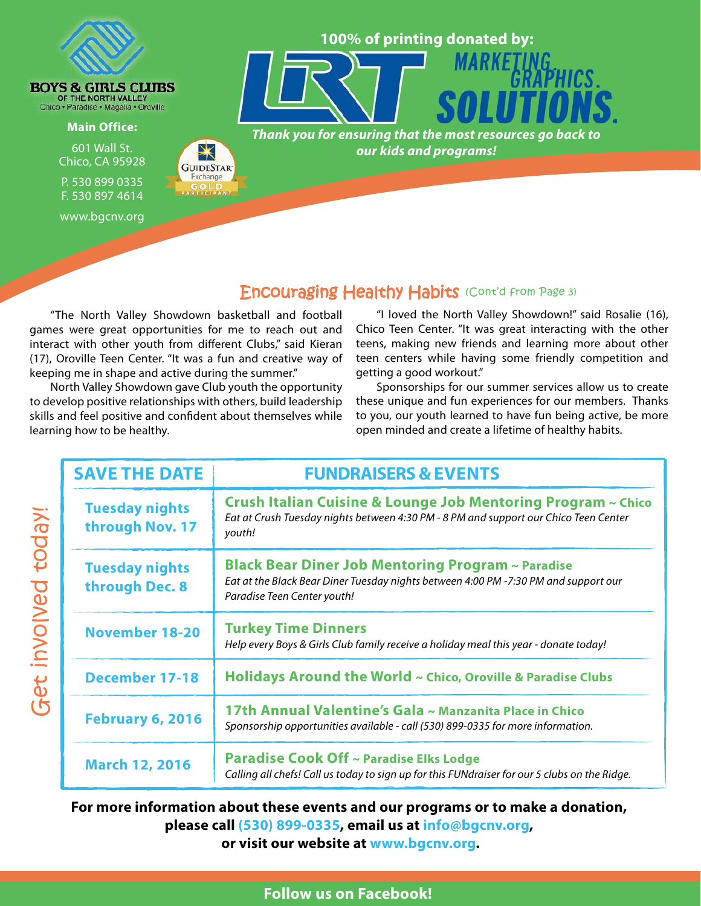**BOYS & GIRLS CLUBS OF THE NORTH VALLEY**
Chico • Paradise • Magalia • Oroville

**Main Office:**
601 Wall St.
Chico, CA 95928
P. 530 899 0335
F. 530 897 4614
www.bgcnv.org

GUIDESTAR Exchange GOLD PARTICIPANT

**100% of printing donated by:**

LRT MARKETING GRAPHICS. SOLUTIONS.

*Thank you for ensuring that the most resources go back to our kids and programs!*

## Encouraging Healthy Habits (Cont'd from Page 3)

"The North Valley Showdown basketball and football games were great opportunities for me to reach out and interact with other youth from different Clubs," said Kieran (17), Oroville Teen Center. "It was a fun and creative way of keeping me in shape and active during the summer."

North Valley Showdown gave Club youth the opportunity to develop positive relationships with others, build leadership skills and feel positive and confident about themselves while learning how to be healthy.

"I loved the North Valley Showdown!" said Rosalie (16), Chico Teen Center. "It was great interacting with the other teens, making new friends and learning more about other teen centers while having some friendly competition and getting a good workout."

Sponsorships for our summer services allow us to create these unique and fun experiences for our members. Thanks to you, our youth learned to have fun being active, be more open minded and create a lifetime of healthy habits.

Get involved today!

| SAVE THE DATE | FUNDRAISERS & EVENTS |
|---|---|
| Tuesday nights through Nov. 17 | **Crush Italian Cuisine & Lounge Job Mentoring Program** ~ Chico<br>*Eat at Crush Tuesday nights between 4:30 PM - 8 PM and support our Chico Teen Center youth!* |
| Tuesday nights through Dec. 8 | **Black Bear Diner Job Mentoring Program** ~ Paradise<br>*Eat at the Black Bear Diner Tuesday nights between 4:00 PM -7:30 PM and support our Paradise Teen Center youth!* |
| November 18-20 | **Turkey Time Dinners**<br>*Help every Boys & Girls Club family receive a holiday meal this year - donate today!* |
| December 17-18 | **Holidays Around the World** ~ Chico, Oroville & Paradise Clubs |
| February 6, 2016 | **17th Annual Valentine's Gala** ~ Manzanita Place in Chico<br>*Sponsorship opportunities available - call (530) 899-0335 for more information.* |
| March 12, 2016 | **Paradise Cook Off** ~ Paradise Elks Lodge<br>*Calling all chefs! Call us today to sign up for this FUNdraiser for our 5 clubs on the Ridge.* |

**For more information about these events and our programs or to make a donation, please call (530) 899-0335, email us at info@bgcnv.org, or visit our website at www.bgcnv.org.**

**Follow us on Facebook!**